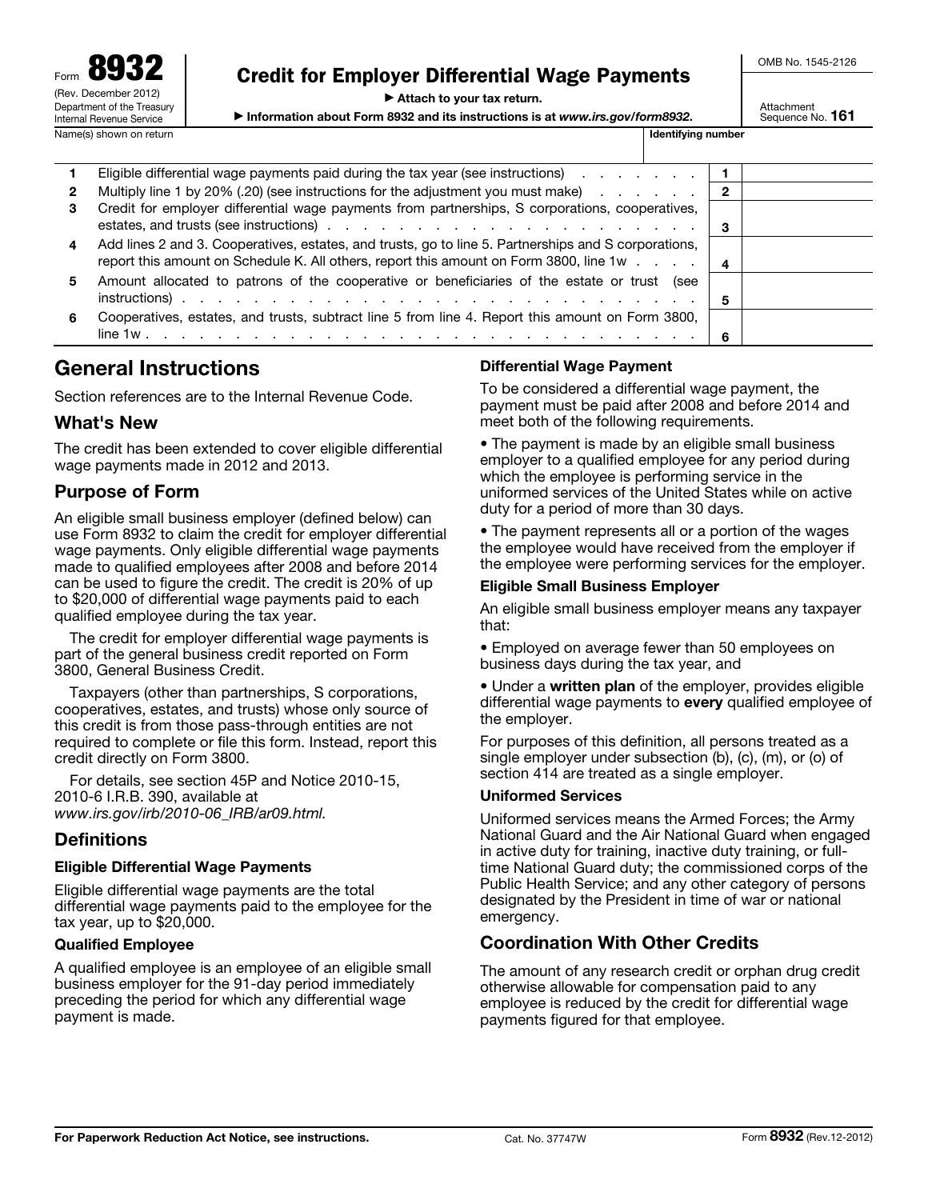Form **8932**
(Rev. December 2012)
Department of the Treasury
Internal Revenue Service

# Credit for Employer Differential Wage Payments

▶ Attach to your tax return.

▶ Information about Form 8932 and its instructions is at *www.irs.gov/form8932*.

OMB No. 1545-2126

Attachment Sequence No. **161**

Name(s) shown on return | Identifying number

| | | | |
|---|---|---|---|
| **1** | Eligible differential wage payments paid during the tax year (see instructions) | **1** | |
| **2** | Multiply line 1 by 20% (.20) (see instructions for the adjustment you must make) | **2** | |
| **3** | Credit for employer differential wage payments from partnerships, S corporations, cooperatives, estates, and trusts (see instructions) | **3** | |
| **4** | Add lines 2 and 3. Cooperatives, estates, and trusts, go to line 5. Partnerships and S corporations, report this amount on Schedule K. All others, report this amount on Form 3800, line 1w | **4** | |
| **5** | Amount allocated to patrons of the cooperative or beneficiaries of the estate or trust (see instructions) | **5** | |
| **6** | Cooperatives, estates, and trusts, subtract line 5 from line 4. Report this amount on Form 3800, line 1w | **6** | |

## General Instructions

Section references are to the Internal Revenue Code.

## What's New

The credit has been extended to cover eligible differential wage payments made in 2012 and 2013.

## Purpose of Form

An eligible small business employer (defined below) can use Form 8932 to claim the credit for employer differential wage payments. Only eligible differential wage payments made to qualified employees after 2008 and before 2014 can be used to figure the credit. The credit is 20% of up to $20,000 of differential wage payments paid to each qualified employee during the tax year.

The credit for employer differential wage payments is part of the general business credit reported on Form 3800, General Business Credit.

Taxpayers (other than partnerships, S corporations, cooperatives, estates, and trusts) whose only source of this credit is from those pass-through entities are not required to complete or file this form. Instead, report this credit directly on Form 3800.

For details, see section 45P and Notice 2010-15, 2010-6 I.R.B. 390, available at *www.irs.gov/irb/2010-06_IRB/ar09.html.*

## Definitions

### Eligible Differential Wage Payments

Eligible differential wage payments are the total differential wage payments paid to the employee for the tax year, up to $20,000.

### Qualified Employee

A qualified employee is an employee of an eligible small business employer for the 91-day period immediately preceding the period for which any differential wage payment is made.

### Differential Wage Payment

To be considered a differential wage payment, the payment must be paid after 2008 and before 2014 and meet both of the following requirements.

- The payment is made by an eligible small business employer to a qualified employee for any period during which the employee is performing service in the uniformed services of the United States while on active duty for a period of more than 30 days.
- The payment represents all or a portion of the wages the employee would have received from the employer if the employee were performing services for the employer.

### Eligible Small Business Employer

An eligible small business employer means any taxpayer that:

- Employed on average fewer than 50 employees on business days during the tax year, and
- Under a **written plan** of the employer, provides eligible differential wage payments to **every** qualified employee of the employer.

For purposes of this definition, all persons treated as a single employer under subsection (b), (c), (m), or (o) of section 414 are treated as a single employer.

### Uniformed Services

Uniformed services means the Armed Forces; the Army National Guard and the Air National Guard when engaged in active duty for training, inactive duty training, or full-time National Guard duty; the commissioned corps of the Public Health Service; and any other category of persons designated by the President in time of war or national emergency.

## Coordination With Other Credits

The amount of any research credit or orphan drug credit otherwise allowable for compensation paid to any employee is reduced by the credit for differential wage payments figured for that employee.

**For Paperwork Reduction Act Notice, see instructions.** Cat. No. 37747W Form **8932** (Rev.12-2012)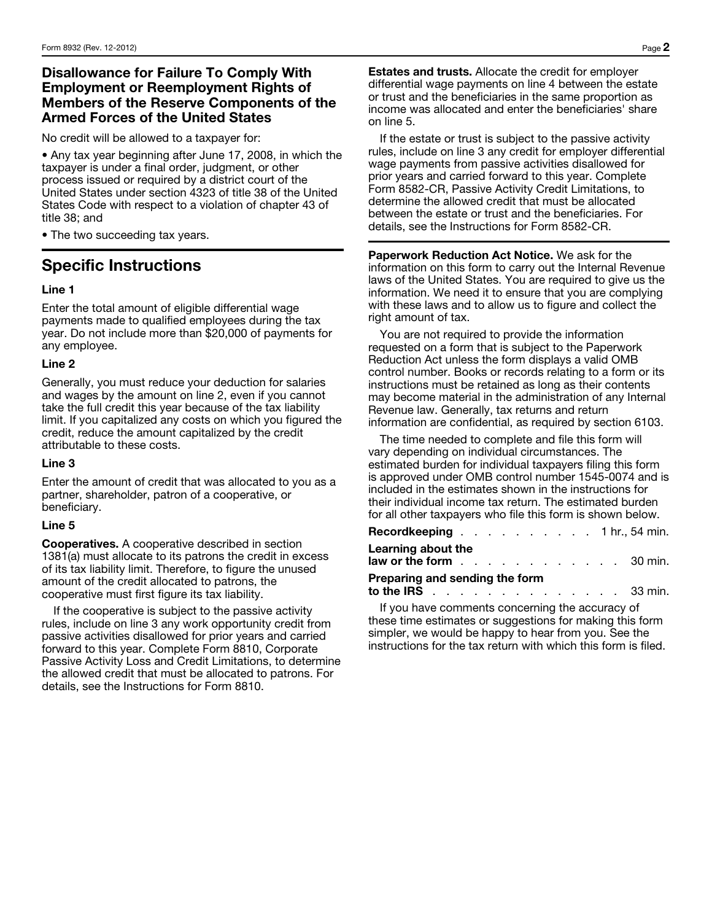## Disallowance for Failure To Comply With Employment or Reemployment Rights of Members of the Reserve Components of the Armed Forces of the United States

No credit will be allowed to a taxpayer for:

- Any tax year beginning after June 17, 2008, in which the taxpayer is under a final order, judgment, or other process issued or required by a district court of the United States under section 4323 of title 38 of the United States Code with respect to a violation of chapter 43 of title 38; and
- The two succeeding tax years.

## Specific Instructions

### Line 1

Enter the total amount of eligible differential wage payments made to qualified employees during the tax year. Do not include more than $20,000 of payments for any employee.

### Line 2

Generally, you must reduce your deduction for salaries and wages by the amount on line 2, even if you cannot take the full credit this year because of the tax liability limit. If you capitalized any costs on which you figured the credit, reduce the amount capitalized by the credit attributable to these costs.

### Line 3

Enter the amount of credit that was allocated to you as a partner, shareholder, patron of a cooperative, or beneficiary.

### Line 5

**Cooperatives.** A cooperative described in section 1381(a) must allocate to its patrons the credit in excess of its tax liability limit. Therefore, to figure the unused amount of the credit allocated to patrons, the cooperative must first figure its tax liability.

If the cooperative is subject to the passive activity rules, include on line 3 any work opportunity credit from passive activities disallowed for prior years and carried forward to this year. Complete Form 8810, Corporate Passive Activity Loss and Credit Limitations, to determine the allowed credit that must be allocated to patrons. For details, see the Instructions for Form 8810.

**Estates and trusts.** Allocate the credit for employer differential wage payments on line 4 between the estate or trust and the beneficiaries in the same proportion as income was allocated and enter the beneficiaries' share on line 5.

If the estate or trust is subject to the passive activity rules, include on line 3 any credit for employer differential wage payments from passive activities disallowed for prior years and carried forward to this year. Complete Form 8582-CR, Passive Activity Credit Limitations, to determine the allowed credit that must be allocated between the estate or trust and the beneficiaries. For details, see the Instructions for Form 8582-CR.

**Paperwork Reduction Act Notice.** We ask for the information on this form to carry out the Internal Revenue laws of the United States. You are required to give us the information. We need it to ensure that you are complying with these laws and to allow us to figure and collect the right amount of tax.

You are not required to provide the information requested on a form that is subject to the Paperwork Reduction Act unless the form displays a valid OMB control number. Books or records relating to a form or its instructions must be retained as long as their contents may become material in the administration of any Internal Revenue law. Generally, tax returns and return information are confidential, as required by section 6103.

The time needed to complete and file this form will vary depending on individual circumstances. The estimated burden for individual taxpayers filing this form is approved under OMB control number 1545-0074 and is included in the estimates shown in the instructions for their individual income tax return. The estimated burden for all other taxpayers who file this form is shown below.

| | |
|---|---|
| **Recordkeeping** | 1 hr., 54 min. |
| **Learning about the law or the form** | 30 min. |
| **Preparing and sending the form to the IRS** | 33 min. |

If you have comments concerning the accuracy of these time estimates or suggestions for making this form simpler, we would be happy to hear from you. See the instructions for the tax return with which this form is filed.